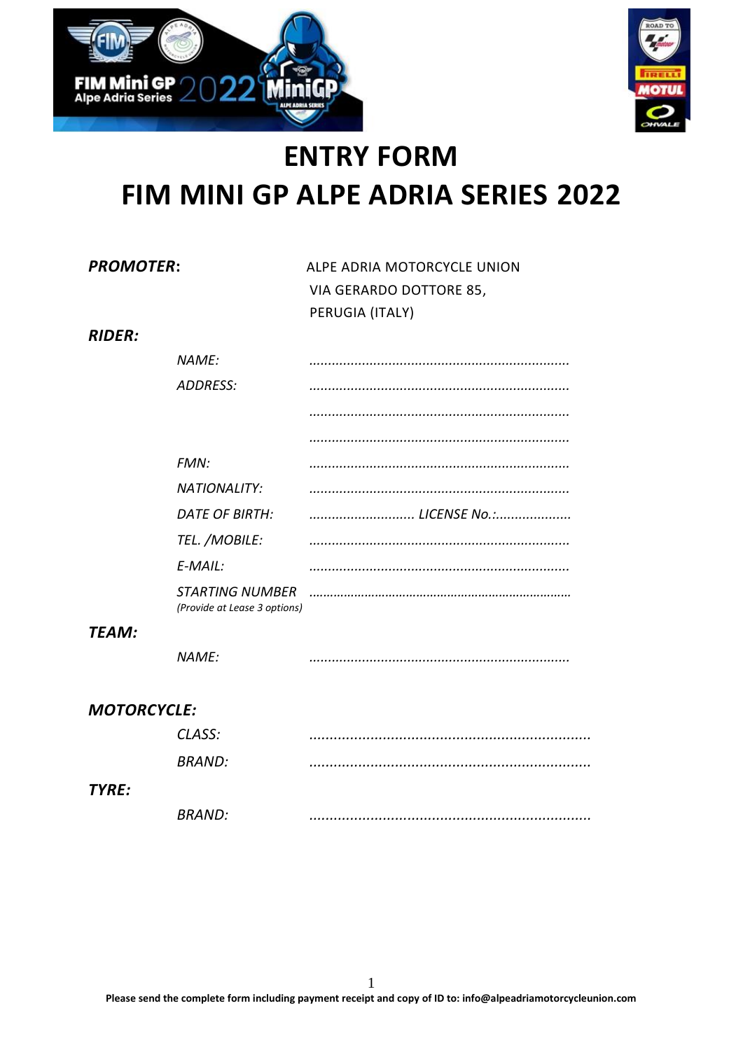# ENTRY FORM

# FIM MINI GP ALPE ADRIA SERIES 2022

***PROMOTER*:** ALPE ADRIA MOTORCYCLE UNION
VIA GERARDO DOTTORE 85,
PERUGIA (ITALY)

***RIDER:***

*NAME:* ....................................................................

*ADDRESS:* ....................................................................
....................................................................
....................................................................

*FMN:* ....................................................................

*NATIONALITY:* ....................................................................

*DATE OF BIRTH:* ............................ *LICENSE No.:*....................

*TEL. /MOBILE:* ....................................................................

*E-MAIL:* ....................................................................

*STARTING NUMBER* ....................................................................
*(Provide at Lease 3 options)*

***TEAM:***

*NAME:* ....................................................................

***MOTORCYCLE:***

*CLASS:* ....................................................................

*BRAND:* ....................................................................

***TYRE:***

*BRAND:* ....................................................................

**Please send the complete form including payment receipt and copy of ID to: info@alpeadriamotorcycleunion.com**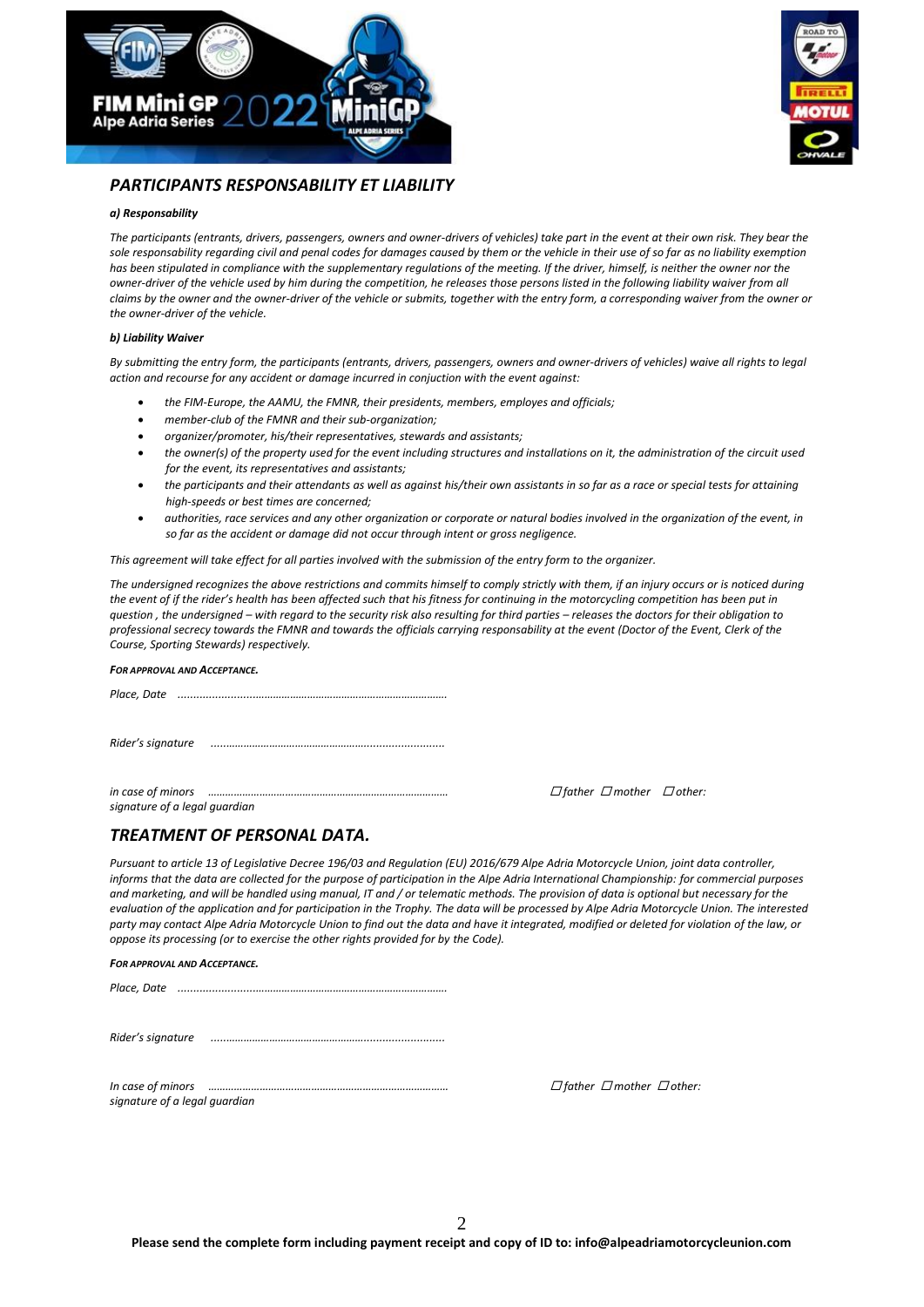## *PARTICIPANTS RESPONSABILITY ET LIABILITY*

***a) Responsability***

*The participants (entrants, drivers, passengers, owners and owner-drivers of vehicles) take part in the event at their own risk. They bear the sole responsability regarding civil and penal codes for damages caused by them or the vehicle in their use of so far as no liability exemption has been stipulated in compliance with the supplementary regulations of the meeting. If the driver, himself, is neither the owner nor the owner-driver of the vehicle used by him during the competition, he releases those persons listed in the following liability waiver from all claims by the owner and the owner-driver of the vehicle or submits, together with the entry form, a corresponding waiver from the owner or the owner-driver of the vehicle.*

***b) Liability Waiver***

*By submitting the entry form, the participants (entrants, drivers, passengers, owners and owner-drivers of vehicles) waive all rights to legal action and recourse for any accident or damage incurred in conjuction with the event against:*

- *the FIM-Europe, the AAMU, the FMNR, their presidents, members, employes and officials;*
- *member-club of the FMNR and their sub-organization;*
- *organizer/promoter, his/their representatives, stewards and assistants;*
- *the owner(s) of the property used for the event including structures and installations on it, the administration of the circuit used for the event, its representatives and assistants;*
- *the participants and their attendants as well as against his/their own assistants in so far as a race or special tests for attaining high-speeds or best times are concerned;*
- *authorities, race services and any other organization or corporate or natural bodies involved in the organization of the event, in so far as the accident or damage did not occur through intent or gross negligence.*

*This agreement will take effect for all parties involved with the submission of the entry form to the organizer.*

*The undersigned recognizes the above restrictions and commits himself to comply strictly with them, if an injury occurs or is noticed during the event of if the rider's health has been affected such that his fitness for continuing in the motorcycling competition has been put in question , the undersigned – with regard to the security risk also resulting for third parties – releases the doctors for their obligation to professional secrecy towards the FMNR and towards the officials carrying responsability at the event (Doctor of the Event, Clerk of the Course, Sporting Stewards) respectively.*

***FOR APPROVAL AND ACCEPTANCE.***

*Place, Date* ..........................................................................................

*Rider's signature* ..............................................................................

*in case of minors* ..................................................................................
*signature of a legal guardian*

☐ *father* ☐ *mother* ☐ *other:*

## *TREATMENT OF PERSONAL DATA.*

*Pursuant to article 13 of Legislative Decree 196/03 and Regulation (EU) 2016/679 Alpe Adria Motorcycle Union, joint data controller, informs that the data are collected for the purpose of participation in the Alpe Adria International Championship: for commercial purposes and marketing, and will be handled using manual, IT and / or telematic methods. The provision of data is optional but necessary for the evaluation of the application and for participation in the Trophy. The data will be processed by Alpe Adria Motorcycle Union. The interested party may contact Alpe Adria Motorcycle Union to find out the data and have it integrated, modified or deleted for violation of the law, or oppose its processing (or to exercise the other rights provided for by the Code).*

***FOR APPROVAL AND ACCEPTANCE.***

*Place, Date* ..........................................................................................

*Rider's signature* ..............................................................................

*In case of minors* ..................................................................................
*signature of a legal guardian*

☐ *father* ☐ *mother* ☐ *other:*

**Please send the complete form including payment receipt and copy of ID to: info@alpeadriamotorcycleunion.com**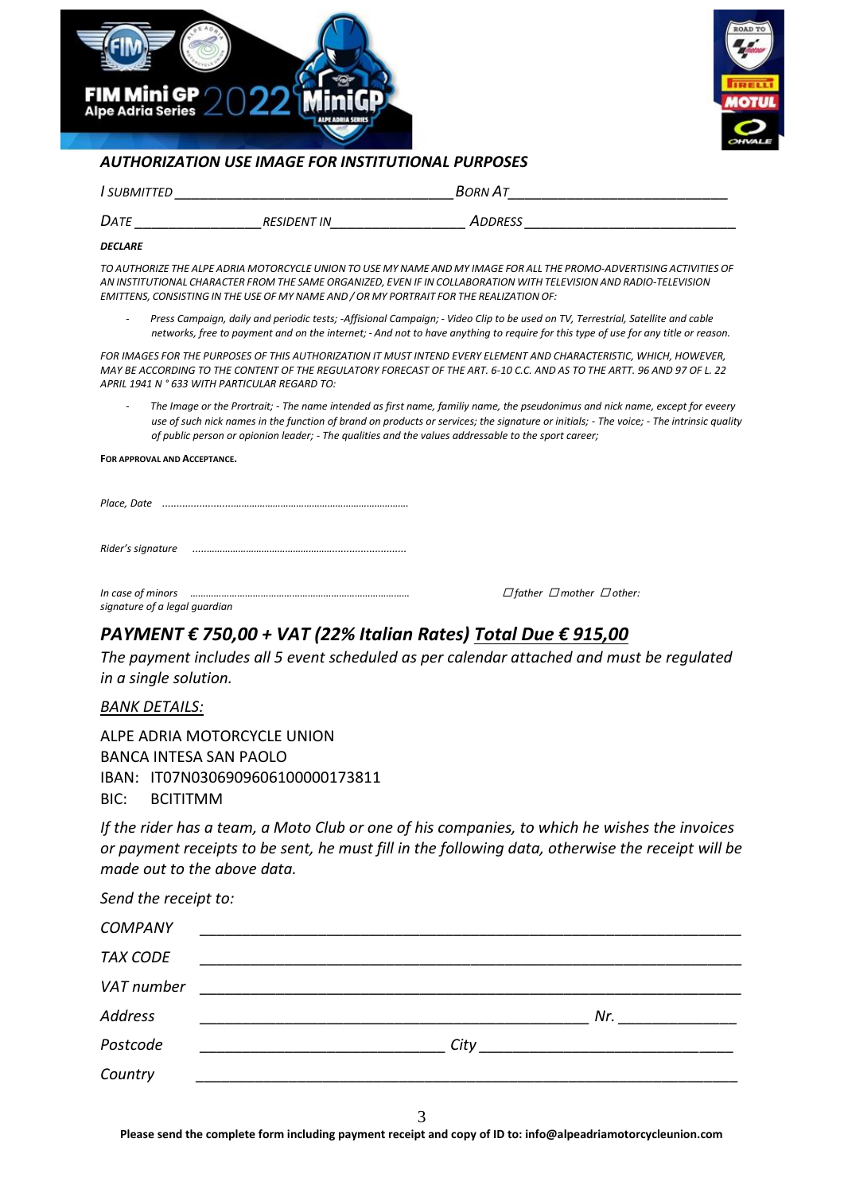## *AUTHORIZATION USE IMAGE FOR INSTITUTIONAL PURPOSES*

*I SUBMITTED* ________________________________ *BORN AT* ____________________________

*DATE* ________________ *RESIDENT IN* _________________ *ADDRESS* ___________________________

***DECLARE***

*TO AUTHORIZE THE ALPE ADRIA MOTORCYCLE UNION TO USE MY NAME AND MY IMAGE FOR ALL THE PROMO-ADVERTISING ACTIVITIES OF AN INSTITUTIONAL CHARACTER FROM THE SAME ORGANIZED, EVEN IF IN COLLABORATION WITH TELEVISION AND RADIO-TELEVISION EMITTENS, CONSISTING IN THE USE OF MY NAME AND / OR MY PORTRAIT FOR THE REALIZATION OF:*

- *Press Campaign, daily and periodic tests; -Affisional Campaign; - Video Clip to be used on TV, Terrestrial, Satellite and cable networks, free to payment and on the internet; - And not to have anything to require for this type of use for any title or reason.*

*FOR IMAGES FOR THE PURPOSES OF THIS AUTHORIZATION IT MUST INTEND EVERY ELEMENT AND CHARACTERISTIC, WHICH, HOWEVER, MAY BE ACCORDING TO THE CONTENT OF THE REGULATORY FORECAST OF THE ART. 6-10 C.C. AND AS TO THE ARTT. 96 AND 97 OF L. 22 APRIL 1941 N ° 633 WITH PARTICULAR REGARD TO:*

- *The Image or the Prortrait; - The name intended as first name, familiy name, the pseudonimus and nick name, except for eveery use of such nick names in the function of brand on products or services; the signature or initials; - The voice; - The intrinsic quality of public person or opionion leader; - The qualities and the values addressable to the sport career;*

**FOR APPROVAL AND ACCEPTANCE.**

*Place, Date* ..........................................................................................

*Rider's signature* ..........................................................................

*In case of minors* .......................................................................... ☐ *father* ☐ *mother* ☐ *other:*
*signature of a legal guardian*

## *PAYMENT € 750,00 + VAT (22% Italian Rates) __Total Due € 915,00__*

*The payment includes all 5 event scheduled as per calendar attached and must be regulated in a single solution.*

*__BANK DETAILS:__*

ALPE ADRIA MOTORCYCLE UNION
BANCA INTESA SAN PAOLO
IBAN: IT07N0306909606100000173811
BIC: BCITITMM

*If the rider has a team, a Moto Club or one of his companies, to which he wishes the invoices or payment receipts to be sent, he must fill in the following data, otherwise the receipt will be made out to the above data.*

*Send the receipt to:*

*COMPANY* ____________________________________________________________

*TAX CODE* ____________________________________________________________

*VAT number* ____________________________________________________________

*Address* ____________________________________________ *Nr.* ______________

*Postcode* ____________________________ *City* ______________________________

*Country* ____________________________________________________________

**Please send the complete form including payment receipt and copy of ID to: info@alpeadriamotorcycleunion.com**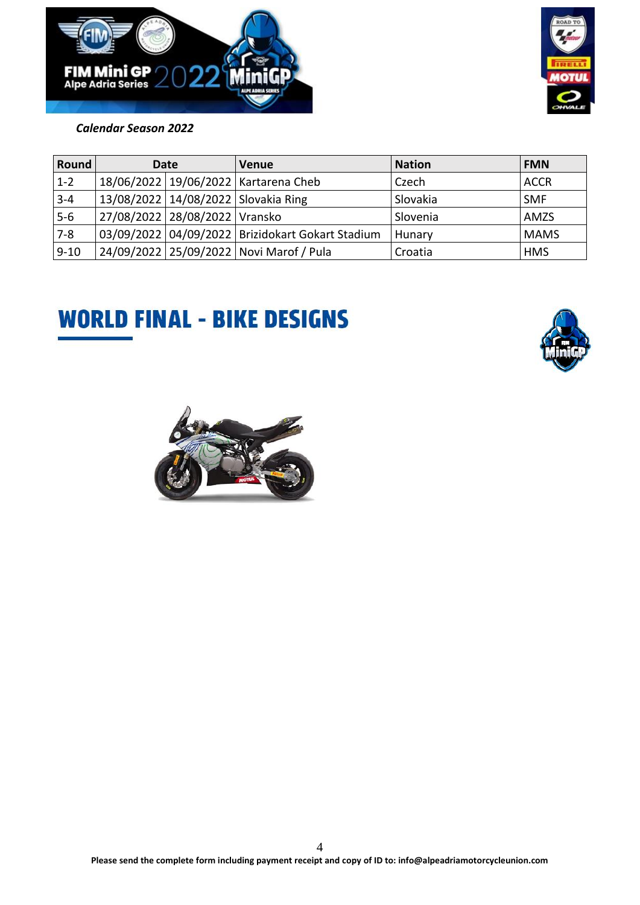*Calendar Season 2022*

| Round | Date | | Venue | Nation | FMN |
|---|---|---|---|---|---|
| 1-2 | 18/06/2022 | 19/06/2022 | Kartarena Cheb | Czech | ACCR |
| 3-4 | 13/08/2022 | 14/08/2022 | Slovakia Ring | Slovakia | SMF |
| 5-6 | 27/08/2022 | 28/08/2022 | Vransko | Slovenia | AMZS |
| 7-8 | 03/09/2022 | 04/09/2022 | Brizidokart Gokart Stadium | Hunary | MAMS |
| 9-10 | 24/09/2022 | 25/09/2022 | Novi Marof / Pula | Croatia | HMS |

## WORLD FINAL - BIKE DESIGNS

Please send the complete form including payment receipt and copy of ID to: info@alpeadriamotorcycleunion.com